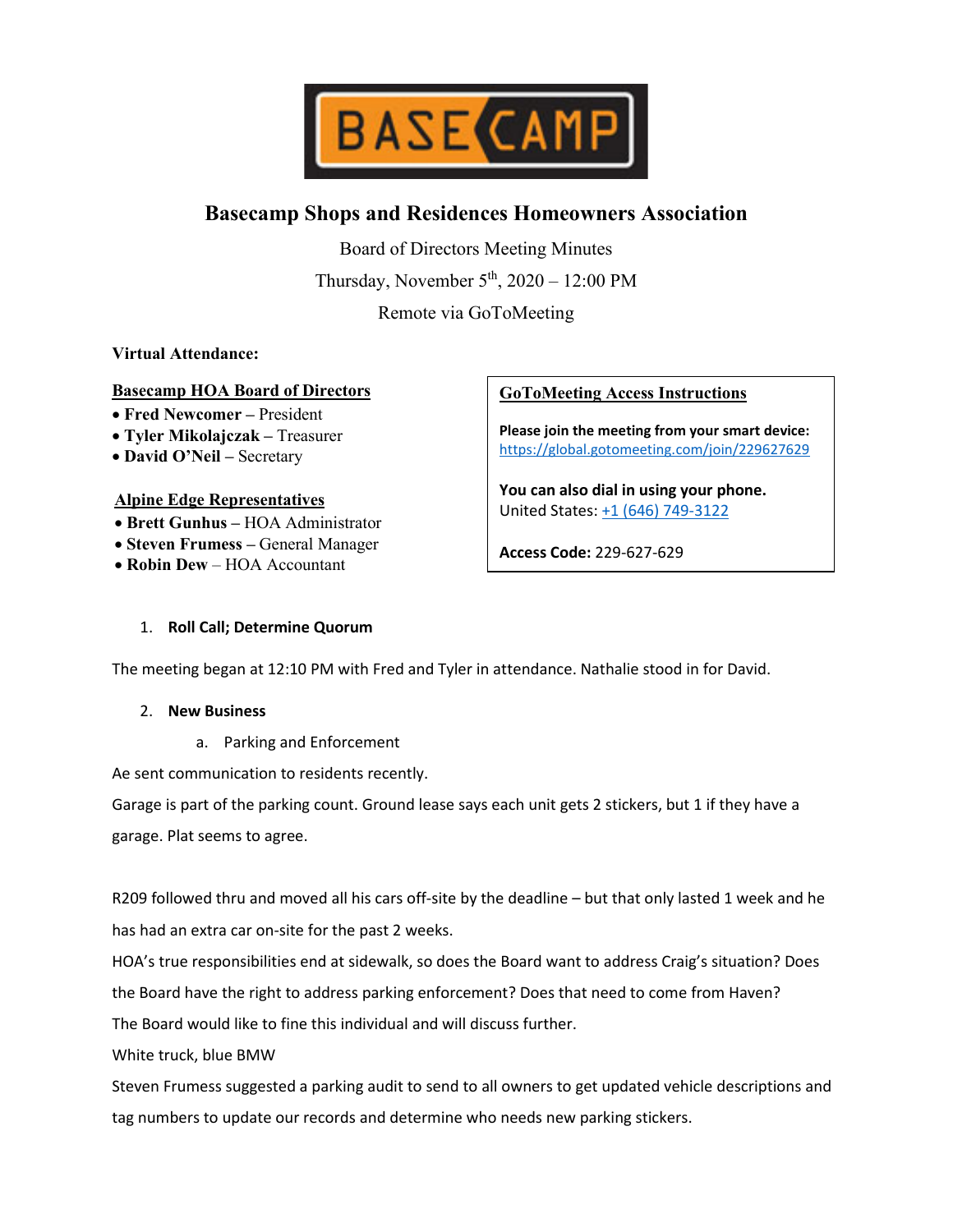BASECAMP

# Basecamp Shops and Residences Homeowners Association

Board of Directors Meeting Minutes

Thursday, November 5th, 2020 – 12:00 PM

Remote via GoToMeeting

**Virtual Attendance:**

**Basecamp HOA Board of Directors**

- **Fred Newcomer** – President
- **Tyler Mikolajczak** – Treasurer
- **David O'Neil** – Secretary

**Alpine Edge Representatives**

- **Brett Gunhus** – HOA Administrator
- **Steven Frumess** – General Manager
- **Robin Dew** – HOA Accountant

**GoToMeeting Access Instructions**

**Please join the meeting from your smart device:**
https://global.gotomeeting.com/join/229627629

**You can also dial in using your phone.**
United States: +1 (646) 749-3122

**Access Code:** 229-627-629

1. **Roll Call; Determine Quorum**

The meeting began at 12:10 PM with Fred and Tyler in attendance. Nathalie stood in for David.

2. **New Business**

   a. Parking and Enforcement

Ae sent communication to residents recently.

Garage is part of the parking count. Ground lease says each unit gets 2 stickers, but 1 if they have a garage. Plat seems to agree.

R209 followed thru and moved all his cars off-site by the deadline – but that only lasted 1 week and he has had an extra car on-site for the past 2 weeks.

HOA's true responsibilities end at sidewalk, so does the Board want to address Craig's situation? Does the Board have the right to address parking enforcement? Does that need to come from Haven?

The Board would like to fine this individual and will discuss further.

White truck, blue BMW

Steven Frumess suggested a parking audit to send to all owners to get updated vehicle descriptions and tag numbers to update our records and determine who needs new parking stickers.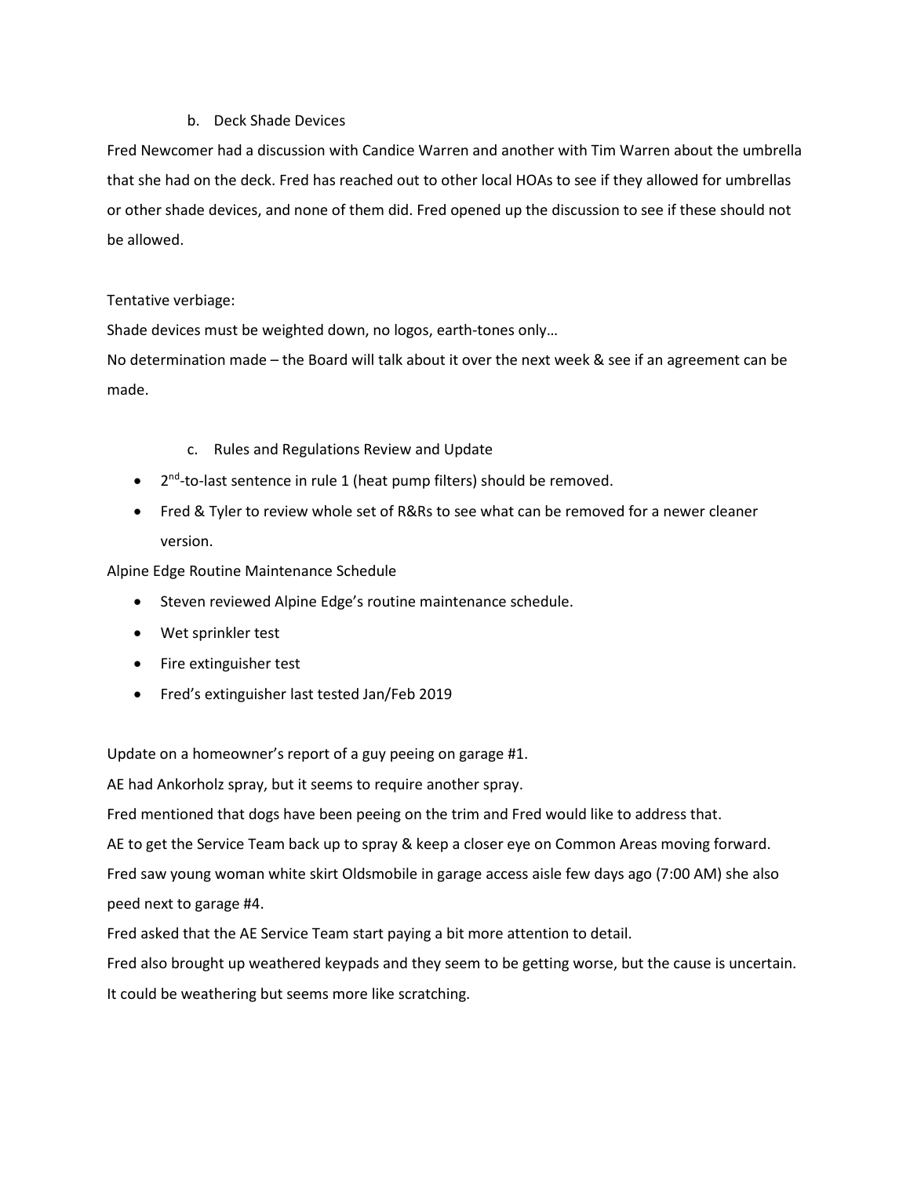b. Deck Shade Devices

Fred Newcomer had a discussion with Candice Warren and another with Tim Warren about the umbrella that she had on the deck. Fred has reached out to other local HOAs to see if they allowed for umbrellas or other shade devices, and none of them did. Fred opened up the discussion to see if these should not be allowed.

Tentative verbiage:

Shade devices must be weighted down, no logos, earth-tones only…

No determination made – the Board will talk about it over the next week & see if an agreement can be made.

c. Rules and Regulations Review and Update

- 2nd-to-last sentence in rule 1 (heat pump filters) should be removed.
- Fred & Tyler to review whole set of R&Rs to see what can be removed for a newer cleaner version.

Alpine Edge Routine Maintenance Schedule

- Steven reviewed Alpine Edge's routine maintenance schedule.
- Wet sprinkler test
- Fire extinguisher test
- Fred's extinguisher last tested Jan/Feb 2019

Update on a homeowner's report of a guy peeing on garage #1.

AE had Ankorholz spray, but it seems to require another spray.

Fred mentioned that dogs have been peeing on the trim and Fred would like to address that.

AE to get the Service Team back up to spray & keep a closer eye on Common Areas moving forward.

Fred saw young woman white skirt Oldsmobile in garage access aisle few days ago (7:00 AM) she also peed next to garage #4.

Fred asked that the AE Service Team start paying a bit more attention to detail.

Fred also brought up weathered keypads and they seem to be getting worse, but the cause is uncertain. It could be weathering but seems more like scratching.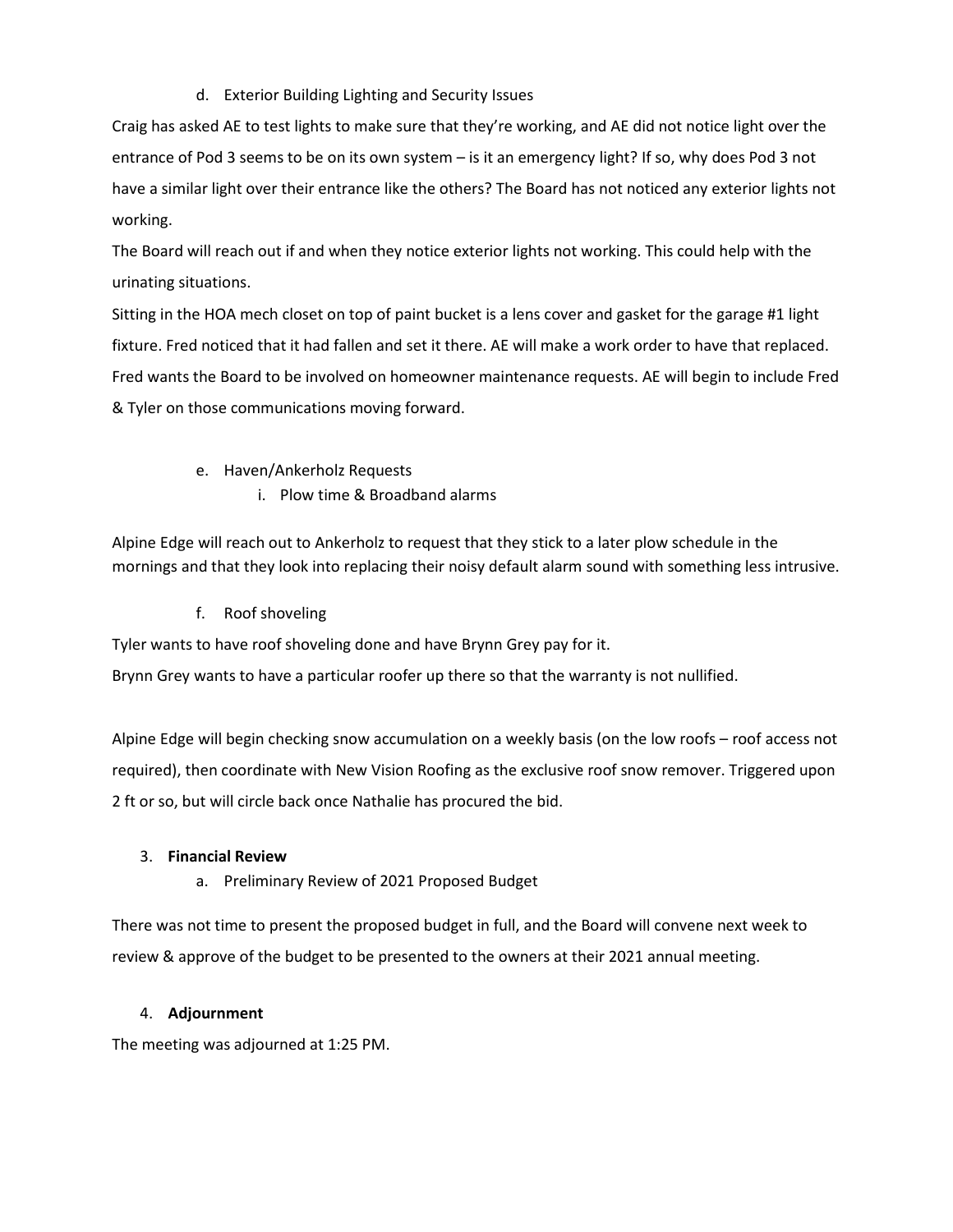d. Exterior Building Lighting and Security Issues

Craig has asked AE to test lights to make sure that they're working, and AE did not notice light over the entrance of Pod 3 seems to be on its own system – is it an emergency light? If so, why does Pod 3 not have a similar light over their entrance like the others? The Board has not noticed any exterior lights not working.

The Board will reach out if and when they notice exterior lights not working. This could help with the urinating situations.

Sitting in the HOA mech closet on top of paint bucket is a lens cover and gasket for the garage #1 light fixture. Fred noticed that it had fallen and set it there. AE will make a work order to have that replaced.

Fred wants the Board to be involved on homeowner maintenance requests. AE will begin to include Fred & Tyler on those communications moving forward.

e. Haven/Ankerholz Requests

i. Plow time & Broadband alarms

Alpine Edge will reach out to Ankerholz to request that they stick to a later plow schedule in the mornings and that they look into replacing their noisy default alarm sound with something less intrusive.

f. Roof shoveling

Tyler wants to have roof shoveling done and have Brynn Grey pay for it.

Brynn Grey wants to have a particular roofer up there so that the warranty is not nullified.

Alpine Edge will begin checking snow accumulation on a weekly basis (on the low roofs – roof access not required), then coordinate with New Vision Roofing as the exclusive roof snow remover. Triggered upon 2 ft or so, but will circle back once Nathalie has procured the bid.

3. **Financial Review**

a. Preliminary Review of 2021 Proposed Budget

There was not time to present the proposed budget in full, and the Board will convene next week to review & approve of the budget to be presented to the owners at their 2021 annual meeting.

4. **Adjournment**

The meeting was adjourned at 1:25 PM.